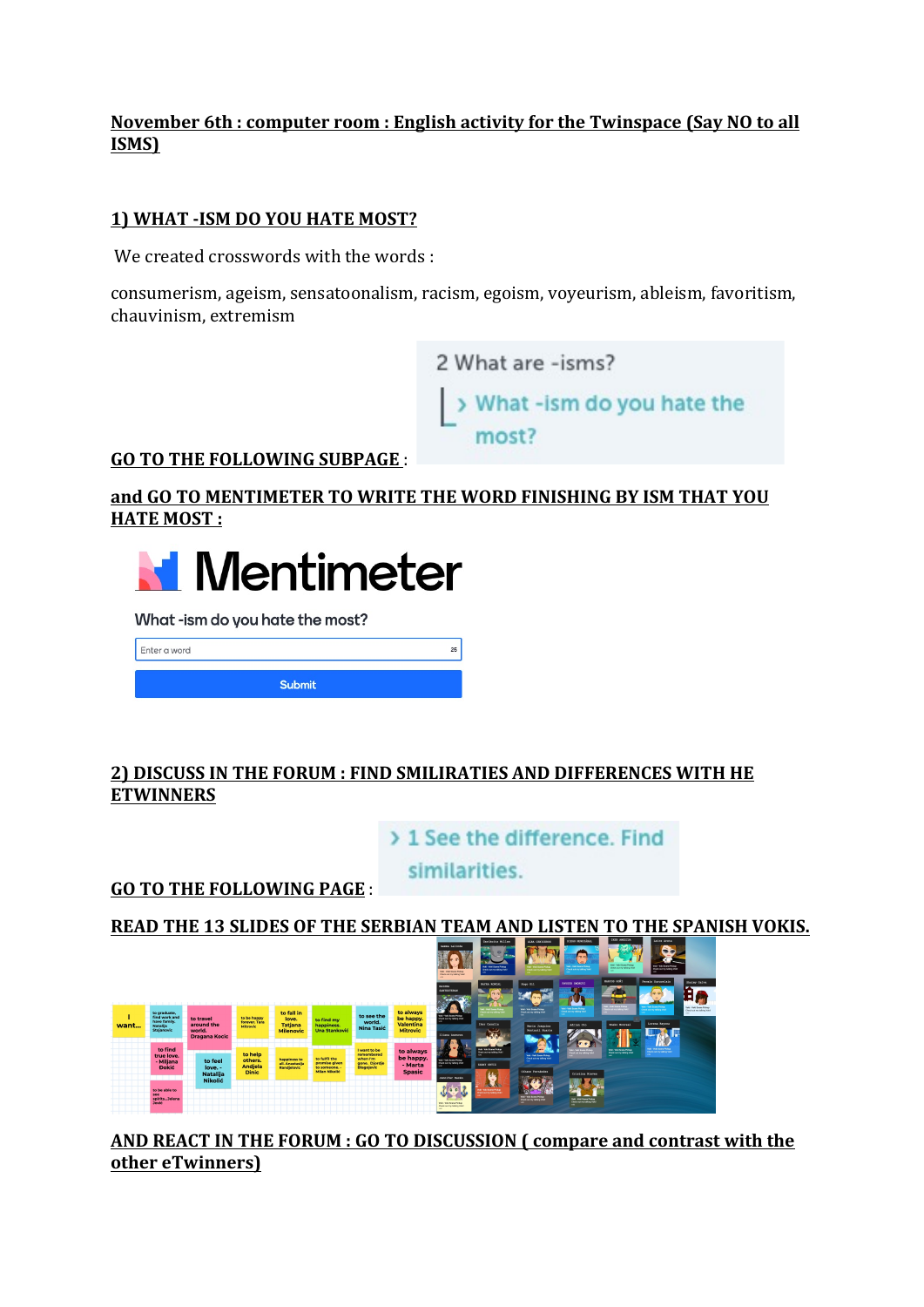**November 6th : computer room : English activity for the Twinspace (Say NO to all ISMS)**

**1) WHAT -ISM DO YOU HATE MOST?**

We created crosswords with the words :

consumerism, ageism, sensatoonalism, racism, egoism, voyeurism, ableism, favoritism, chauvinism, extremism

**GO TO THE FOLLOWING SUBPAGE** :

2 What are -isms?

> What -ism do you hate the most?

**and GO TO MENTIMETER TO WRITE THE WORD FINISHING BY ISM THAT YOU HATE MOST :**

Mentimeter

What -ism do you hate the most?

Enter a word

Submit

**2) DISCUSS IN THE FORUM : FIND SMILIRATIES AND DIFFERENCES WITH HE ETWINNERS**

**GO TO THE FOLLOWING PAGE** :

> 1 See the difference. Find similarities.

**READ THE 13 SLIDES OF THE SERBIAN TEAM AND LISTEN TO THE SPANISH VOKIS.**

**AND REACT IN THE FORUM : GO TO DISCUSSION ( compare and contrast with the other eTwinners)**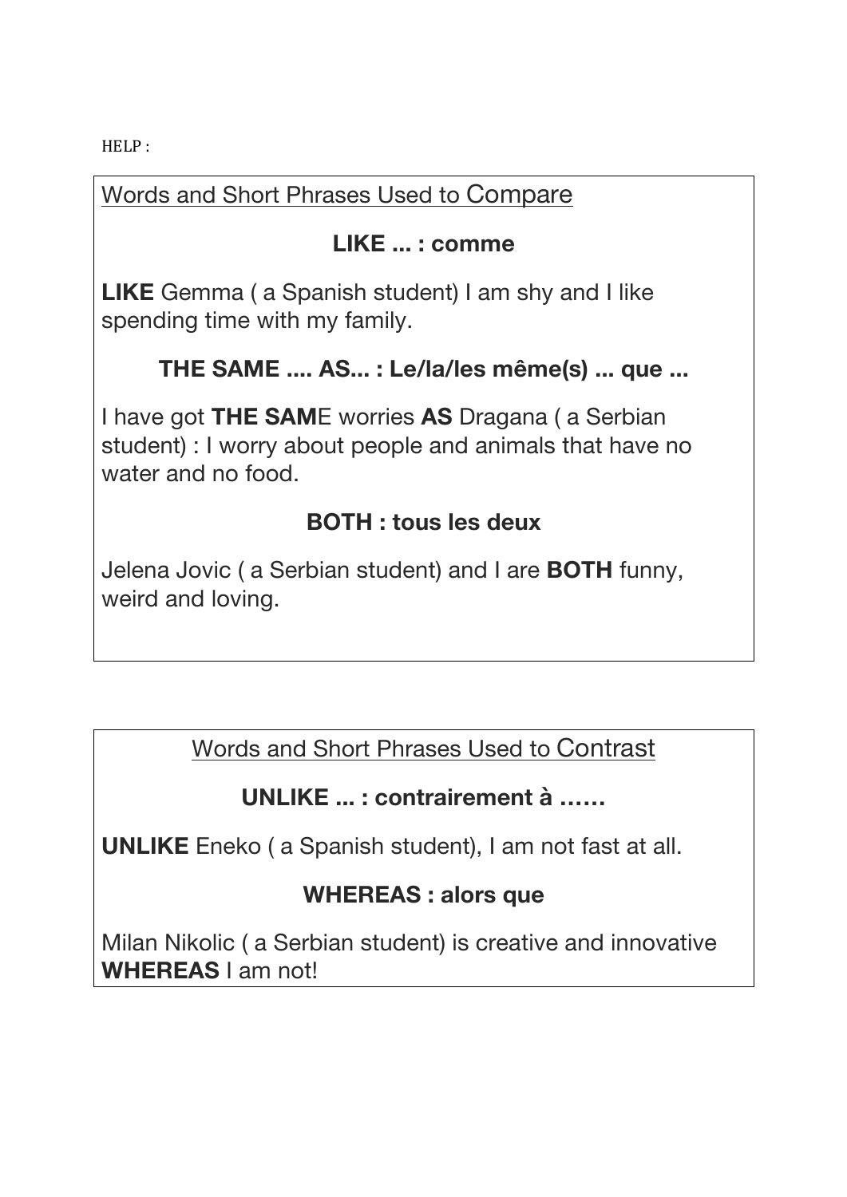HELP :

Words and Short Phrases Used to Compare

**LIKE ... : comme**

**LIKE** Gemma ( a Spanish student) I am shy and I like spending time with my family.

**THE SAME .... AS... : Le/la/les même(s) ... que ...**

I have got **THE SAM**E worries **AS** Dragana ( a Serbian student) : I worry about people and animals that have no water and no food.

**BOTH : tous les deux**

Jelena Jovic ( a Serbian student) and I are **BOTH** funny, weird and loving.

Words and Short Phrases Used to Contrast

**UNLIKE ... : contrairement à ……**

**UNLIKE** Eneko ( a Spanish student), I am not fast at all.

**WHEREAS : alors que**

Milan Nikolic ( a Serbian student) is creative and innovative **WHEREAS** I am not!